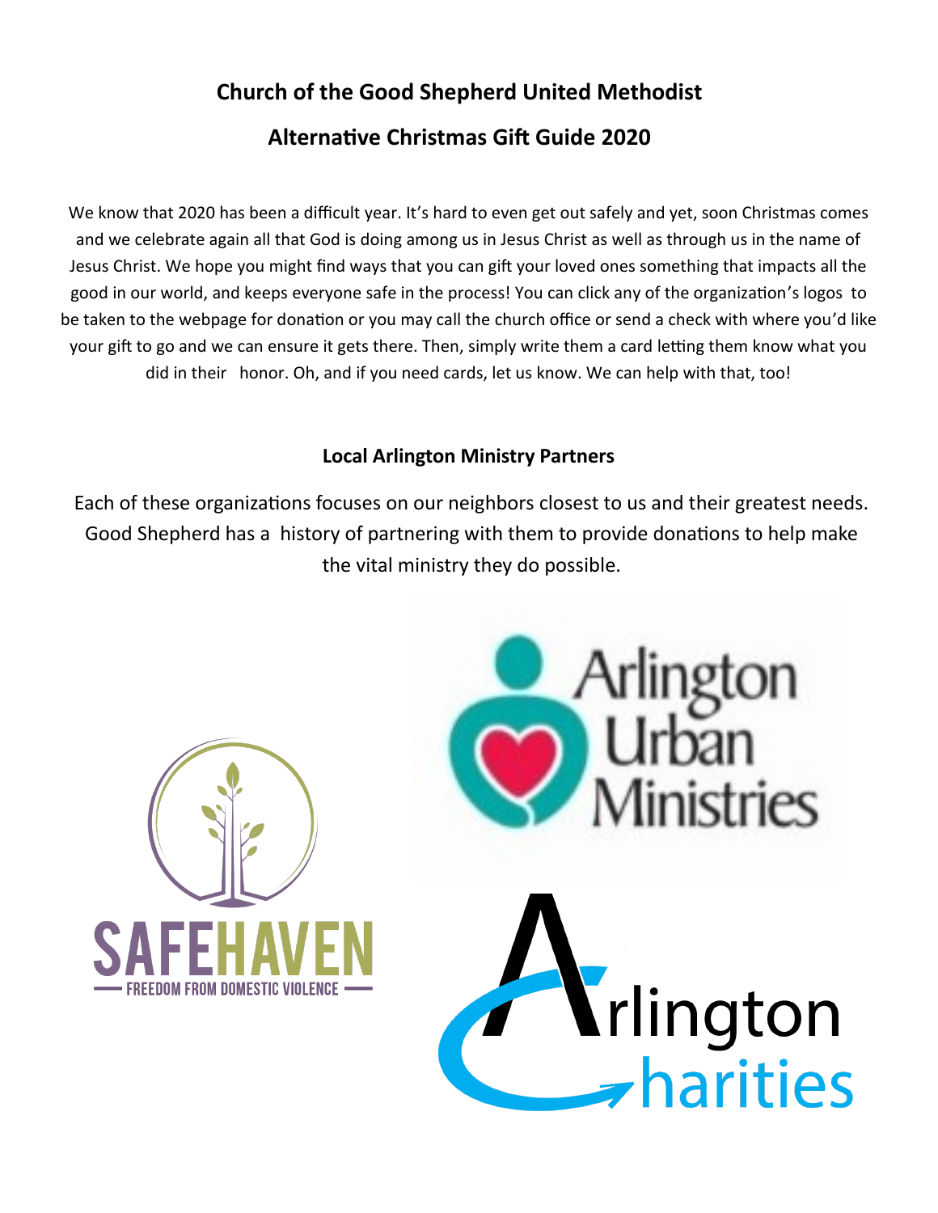# Church of the Good Shepherd United Methodist

## Alternative Christmas Gift Guide 2020

We know that 2020 has been a difficult year. It's hard to even get out safely and yet, soon Christmas comes and we celebrate again all that God is doing among us in Jesus Christ as well as through us in the name of Jesus Christ. We hope you might find ways that you can gift your loved ones something that impacts all the good in our world, and keeps everyone safe in the process! You can click any of the organization's logos to be taken to the webpage for donation or you may call the church office or send a check with where you'd like your gift to go and we can ensure it gets there. Then, simply write them a card letting them know what you did in their honor. Oh, and if you need cards, let us know. We can help with that, too!

### Local Arlington Ministry Partners

Each of these organizations focuses on our neighbors closest to us and their greatest needs. Good Shepherd has a history of partnering with them to provide donations to help make the vital ministry they do possible.

Arlington Urban Ministries

SAFEHAVEN — FREEDOM FROM DOMESTIC VIOLENCE

Arlington Charities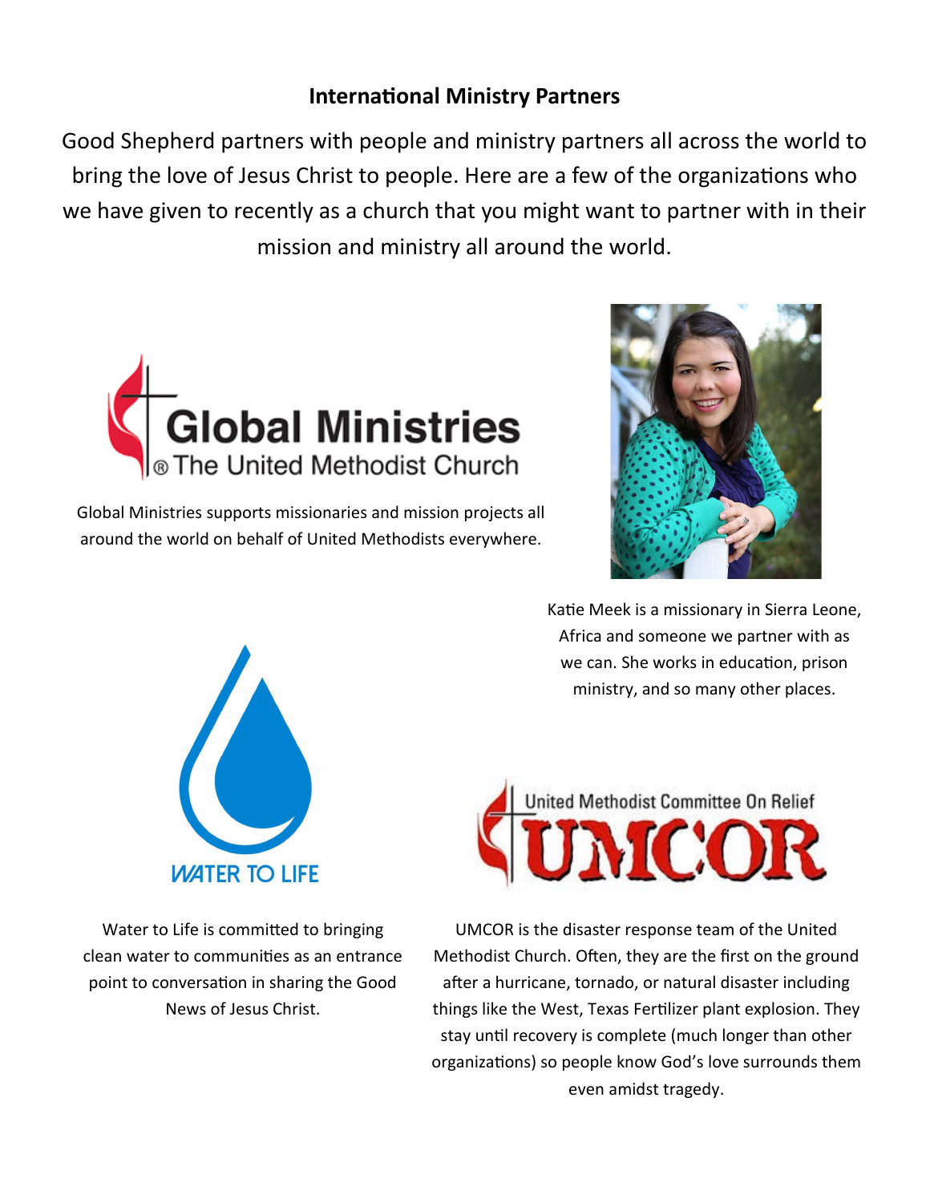## International Ministry Partners

Good Shepherd partners with people and ministry partners all across the world to bring the love of Jesus Christ to people. Here are a few of the organizations who we have given to recently as a church that you might want to partner with in their mission and ministry all around the world.

Global Ministries supports missionaries and mission projects all around the world on behalf of United Methodists everywhere.

Katie Meek is a missionary in Sierra Leone, Africa and someone we partner with as we can. She works in education, prison ministry, and so many other places.

Water to Life is committed to bringing clean water to communities as an entrance point to conversation in sharing the Good News of Jesus Christ.

UMCOR is the disaster response team of the United Methodist Church. Often, they are the first on the ground after a hurricane, tornado, or natural disaster including things like the West, Texas Fertilizer plant explosion. They stay until recovery is complete (much longer than other organizations) so people know God's love surrounds them even amidst tragedy.